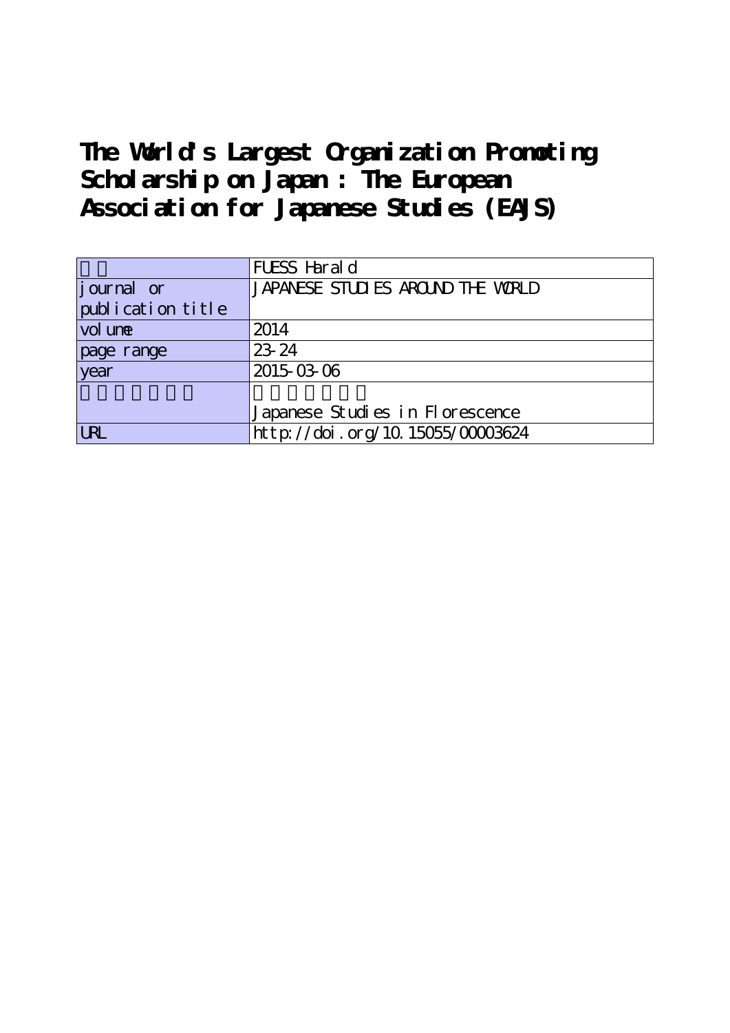# The World's Largest Organization Promoting Scholarship on Japan : The European Association for Japanese Studies (EAJS)

| | |
|---|---|
| | FUESS Harald |
| journal or publication title | JAPANESE STUDIES AROUND THE WORLD |
| volume | 2014 |
| page range | 23-24 |
| year | 2015-03-06 |
| | <br>Japanese Studies in Florescence |
| URL | http://doi.org/10.15055/00003624 |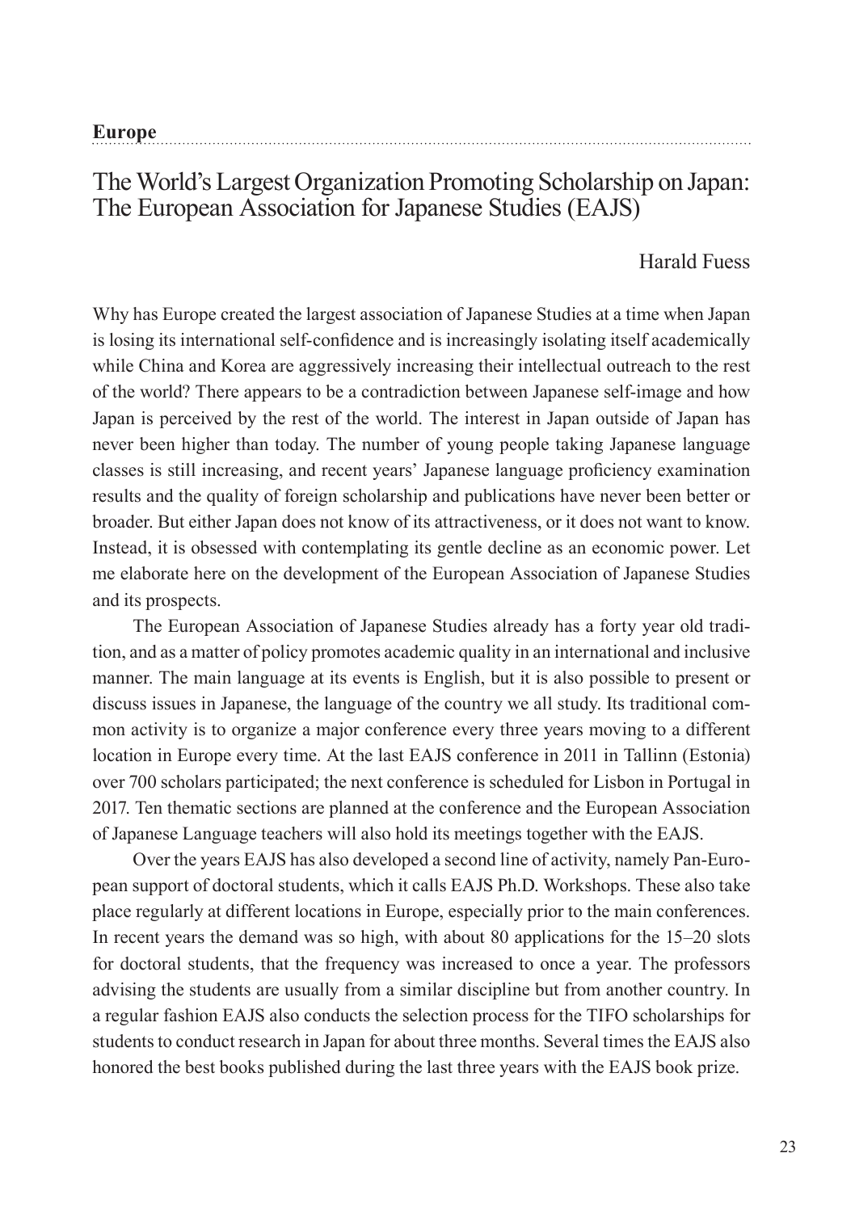**Europe**

# The World's Largest Organization Promoting Scholarship on Japan: The European Association for Japanese Studies (EAJS)

Harald Fuess

Why has Europe created the largest association of Japanese Studies at a time when Japan is losing its international self-confidence and is increasingly isolating itself academically while China and Korea are aggressively increasing their intellectual outreach to the rest of the world? There appears to be a contradiction between Japanese self-image and how Japan is perceived by the rest of the world. The interest in Japan outside of Japan has never been higher than today. The number of young people taking Japanese language classes is still increasing, and recent years' Japanese language proficiency examination results and the quality of foreign scholarship and publications have never been better or broader. But either Japan does not know of its attractiveness, or it does not want to know. Instead, it is obsessed with contemplating its gentle decline as an economic power. Let me elaborate here on the development of the European Association of Japanese Studies and its prospects.

The European Association of Japanese Studies already has a forty year old tradition, and as a matter of policy promotes academic quality in an international and inclusive manner. The main language at its events is English, but it is also possible to present or discuss issues in Japanese, the language of the country we all study. Its traditional common activity is to organize a major conference every three years moving to a different location in Europe every time. At the last EAJS conference in 2011 in Tallinn (Estonia) over 700 scholars participated; the next conference is scheduled for Lisbon in Portugal in 2017. Ten thematic sections are planned at the conference and the European Association of Japanese Language teachers will also hold its meetings together with the EAJS.

Over the years EAJS has also developed a second line of activity, namely Pan-European support of doctoral students, which it calls EAJS Ph.D. Workshops. These also take place regularly at different locations in Europe, especially prior to the main conferences. In recent years the demand was so high, with about 80 applications for the 15–20 slots for doctoral students, that the frequency was increased to once a year. The professors advising the students are usually from a similar discipline but from another country. In a regular fashion EAJS also conducts the selection process for the TIFO scholarships for students to conduct research in Japan for about three months. Several times the EAJS also honored the best books published during the last three years with the EAJS book prize.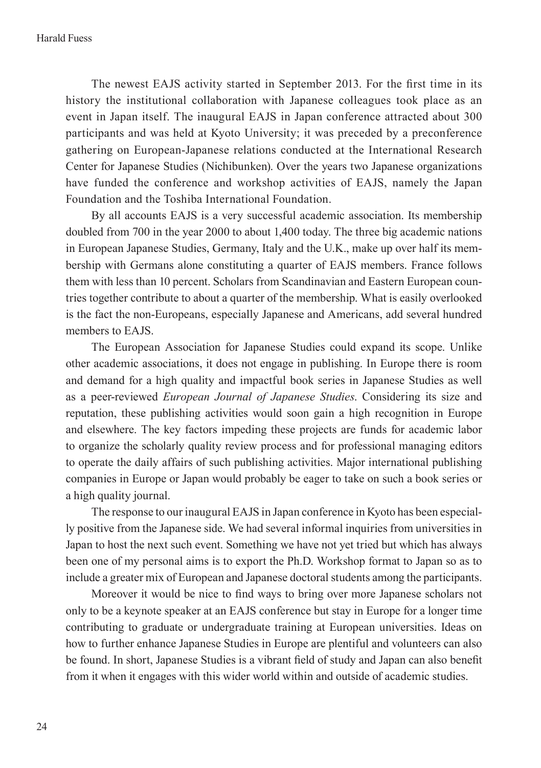The newest EAJS activity started in September 2013. For the first time in its history the institutional collaboration with Japanese colleagues took place as an event in Japan itself. The inaugural EAJS in Japan conference attracted about 300 participants and was held at Kyoto University; it was preceded by a preconference gathering on European-Japanese relations conducted at the International Research Center for Japanese Studies (Nichibunken). Over the years two Japanese organizations have funded the conference and workshop activities of EAJS, namely the Japan Foundation and the Toshiba International Foundation.

By all accounts EAJS is a very successful academic association. Its membership doubled from 700 in the year 2000 to about 1,400 today. The three big academic nations in European Japanese Studies, Germany, Italy and the U.K., make up over half its membership with Germans alone constituting a quarter of EAJS members. France follows them with less than 10 percent. Scholars from Scandinavian and Eastern European countries together contribute to about a quarter of the membership. What is easily overlooked is the fact the non-Europeans, especially Japanese and Americans, add several hundred members to EAJS.

The European Association for Japanese Studies could expand its scope. Unlike other academic associations, it does not engage in publishing. In Europe there is room and demand for a high quality and impactful book series in Japanese Studies as well as a peer-reviewed *European Journal of Japanese Studies*. Considering its size and reputation, these publishing activities would soon gain a high recognition in Europe and elsewhere. The key factors impeding these projects are funds for academic labor to organize the scholarly quality review process and for professional managing editors to operate the daily affairs of such publishing activities. Major international publishing companies in Europe or Japan would probably be eager to take on such a book series or a high quality journal.

The response to our inaugural EAJS in Japan conference in Kyoto has been especially positive from the Japanese side. We had several informal inquiries from universities in Japan to host the next such event. Something we have not yet tried but which has always been one of my personal aims is to export the Ph.D. Workshop format to Japan so as to include a greater mix of European and Japanese doctoral students among the participants.

Moreover it would be nice to find ways to bring over more Japanese scholars not only to be a keynote speaker at an EAJS conference but stay in Europe for a longer time contributing to graduate or undergraduate training at European universities. Ideas on how to further enhance Japanese Studies in Europe are plentiful and volunteers can also be found. In short, Japanese Studies is a vibrant field of study and Japan can also benefit from it when it engages with this wider world within and outside of academic studies.